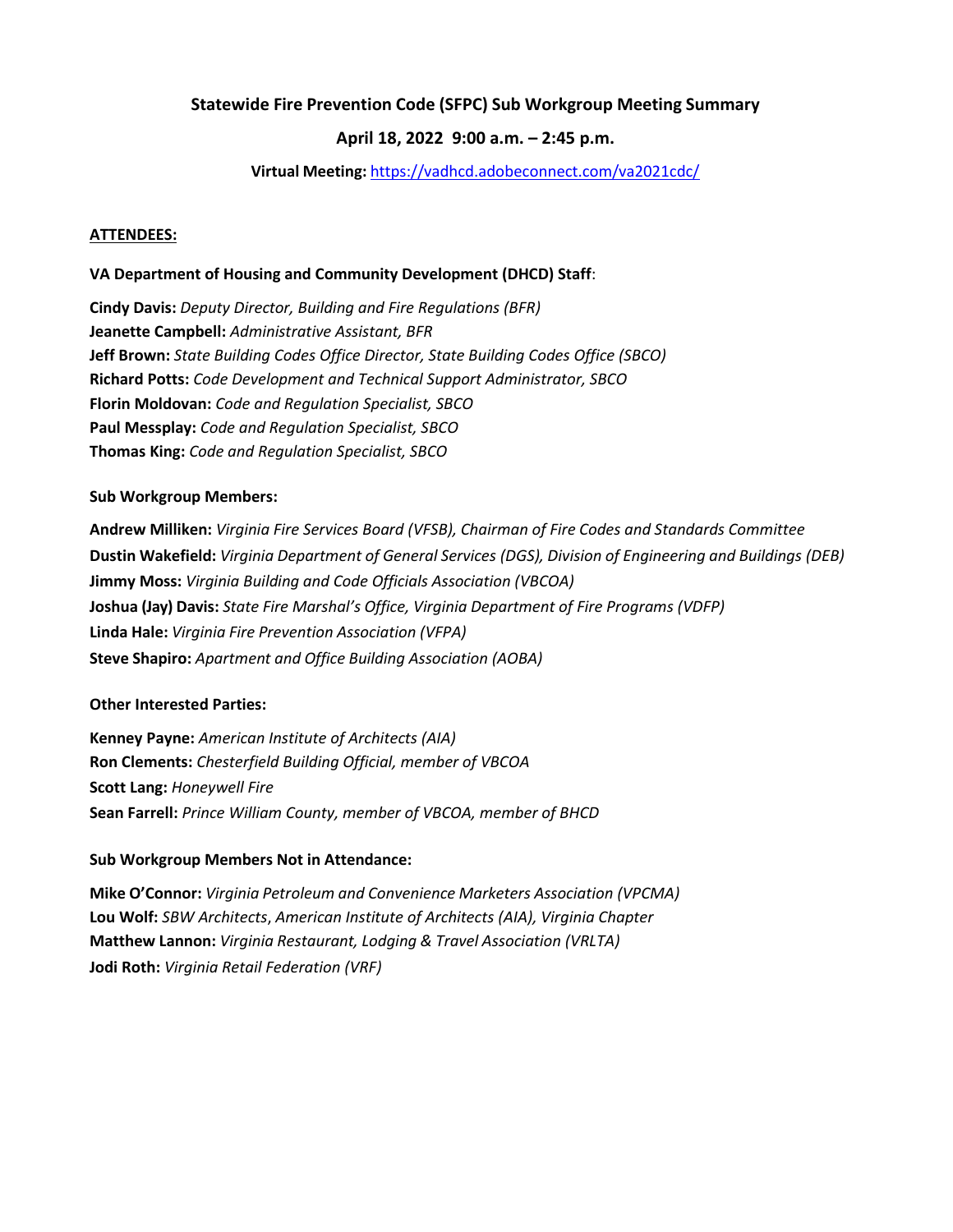# Statewide Fire Prevention Code (SFPC) Sub Workgroup Meeting Summary

## April 18, 2022  9:00 a.m. – 2:45 p.m.

**Virtual Meeting:** https://vadhcd.adobeconnect.com/va2021cdc/

**ATTENDEES:**

**VA Department of Housing and Community Development (DHCD) Staff**:

**Cindy Davis:** *Deputy Director, Building and Fire Regulations (BFR)*
**Jeanette Campbell:** *Administrative Assistant, BFR*
**Jeff Brown:** *State Building Codes Office Director, State Building Codes Office (SBCO)*
**Richard Potts:** *Code Development and Technical Support Administrator, SBCO*
**Florin Moldovan:** *Code and Regulation Specialist, SBCO*
**Paul Messplay:** *Code and Regulation Specialist, SBCO*
**Thomas King:** *Code and Regulation Specialist, SBCO*

**Sub Workgroup Members:**

**Andrew Milliken:** *Virginia Fire Services Board (VFSB), Chairman of Fire Codes and Standards Committee*
**Dustin Wakefield:** *Virginia Department of General Services (DGS), Division of Engineering and Buildings (DEB)*
**Jimmy Moss:** *Virginia Building and Code Officials Association (VBCOA)*
**Joshua (Jay) Davis:** *State Fire Marshal's Office, Virginia Department of Fire Programs (VDFP)*
**Linda Hale:** *Virginia Fire Prevention Association (VFPA)*
**Steve Shapiro:** *Apartment and Office Building Association (AOBA)*

**Other Interested Parties:**

**Kenney Payne:** *American Institute of Architects (AIA)*
**Ron Clements:** *Chesterfield Building Official, member of VBCOA*
**Scott Lang:** *Honeywell Fire*
**Sean Farrell:** *Prince William County, member of VBCOA, member of BHCD*

**Sub Workgroup Members Not in Attendance:**

**Mike O'Connor:** *Virginia Petroleum and Convenience Marketers Association (VPCMA)*
**Lou Wolf:** *SBW Architects*, *American Institute of Architects (AIA), Virginia Chapter*
**Matthew Lannon:** *Virginia Restaurant, Lodging & Travel Association (VRLTA)*
**Jodi Roth:** *Virginia Retail Federation (VRF)*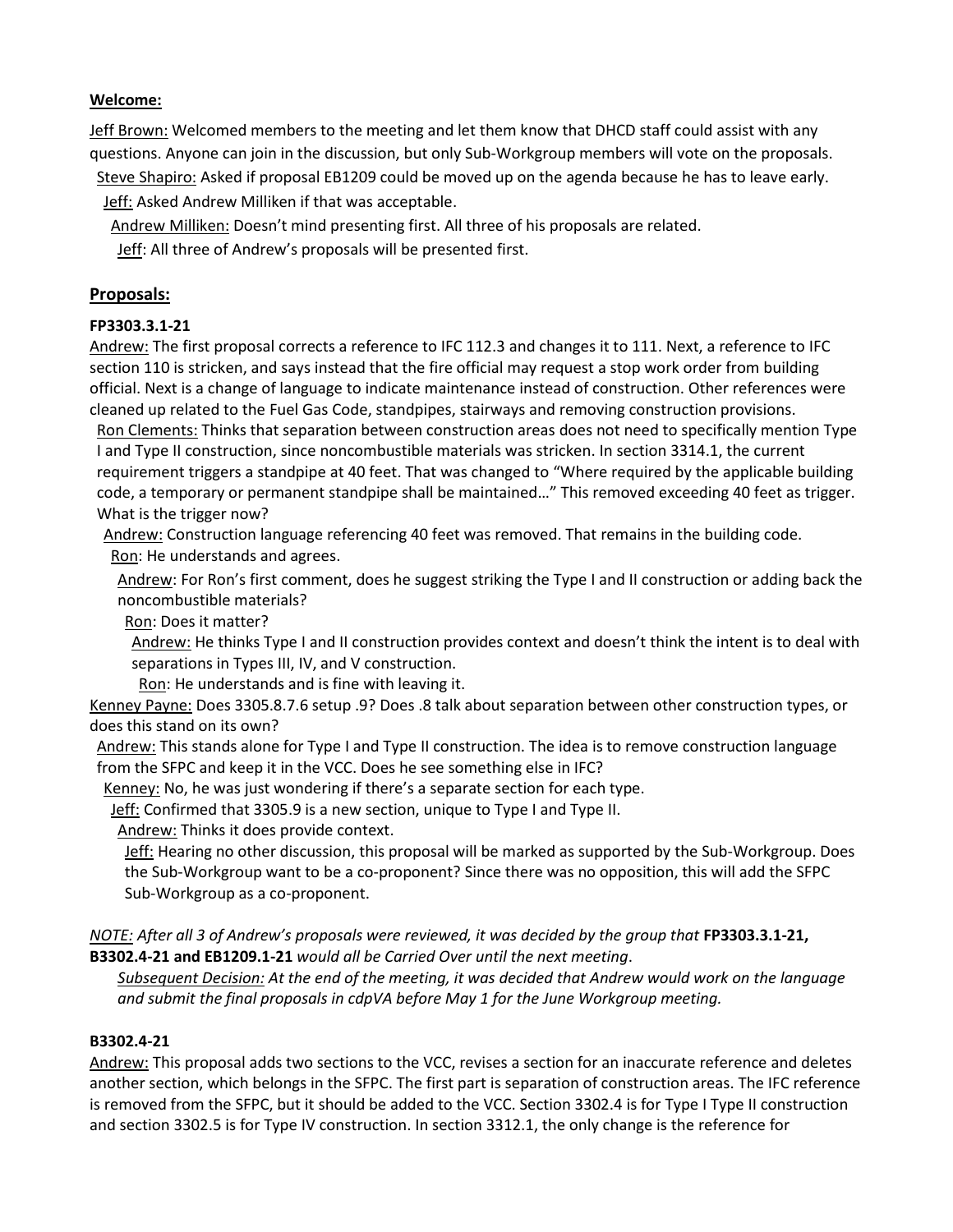**Welcome:**

Jeff Brown: Welcomed members to the meeting and let them know that DHCD staff could assist with any questions. Anyone can join in the discussion, but only Sub-Workgroup members will vote on the proposals.

Steve Shapiro: Asked if proposal EB1209 could be moved up on the agenda because he has to leave early.

Jeff: Asked Andrew Milliken if that was acceptable.

Andrew Milliken: Doesn't mind presenting first. All three of his proposals are related.

Jeff: All three of Andrew's proposals will be presented first.

## Proposals:

**FP3303.3.1-21**

Andrew: The first proposal corrects a reference to IFC 112.3 and changes it to 111. Next, a reference to IFC section 110 is stricken, and says instead that the fire official may request a stop work order from building official. Next is a change of language to indicate maintenance instead of construction. Other references were cleaned up related to the Fuel Gas Code, standpipes, stairways and removing construction provisions.

Ron Clements: Thinks that separation between construction areas does not need to specifically mention Type I and Type II construction, since noncombustible materials was stricken. In section 3314.1, the current requirement triggers a standpipe at 40 feet. That was changed to "Where required by the applicable building code, a temporary or permanent standpipe shall be maintained…" This removed exceeding 40 feet as trigger. What is the trigger now?

Andrew: Construction language referencing 40 feet was removed. That remains in the building code.

Ron: He understands and agrees.

Andrew: For Ron's first comment, does he suggest striking the Type I and II construction or adding back the noncombustible materials?

Ron: Does it matter?

Andrew: He thinks Type I and II construction provides context and doesn't think the intent is to deal with separations in Types III, IV, and V construction.

Ron: He understands and is fine with leaving it.

Kenney Payne: Does 3305.8.7.6 setup .9? Does .8 talk about separation between other construction types, or does this stand on its own?

Andrew: This stands alone for Type I and Type II construction. The idea is to remove construction language from the SFPC and keep it in the VCC. Does he see something else in IFC?

Kenney: No, he was just wondering if there's a separate section for each type.

Jeff: Confirmed that 3305.9 is a new section, unique to Type I and Type II.

Andrew: Thinks it does provide context.

Jeff: Hearing no other discussion, this proposal will be marked as supported by the Sub-Workgroup. Does the Sub-Workgroup want to be a co-proponent? Since there was no opposition, this will add the SFPC Sub-Workgroup as a co-proponent.

*NOTE: After all 3 of Andrew's proposals were reviewed, it was decided by the group that* ***FP3303.3.1-21, B3302.4-21 and EB1209.1-21*** *would all be Carried Over until the next meeting.*

*Subsequent Decision: At the end of the meeting, it was decided that Andrew would work on the language and submit the final proposals in cdpVA before May 1 for the June Workgroup meeting.*

**B3302.4-21**

Andrew: This proposal adds two sections to the VCC, revises a section for an inaccurate reference and deletes another section, which belongs in the SFPC. The first part is separation of construction areas. The IFC reference is removed from the SFPC, but it should be added to the VCC. Section 3302.4 is for Type I Type II construction and section 3302.5 is for Type IV construction. In section 3312.1, the only change is the reference for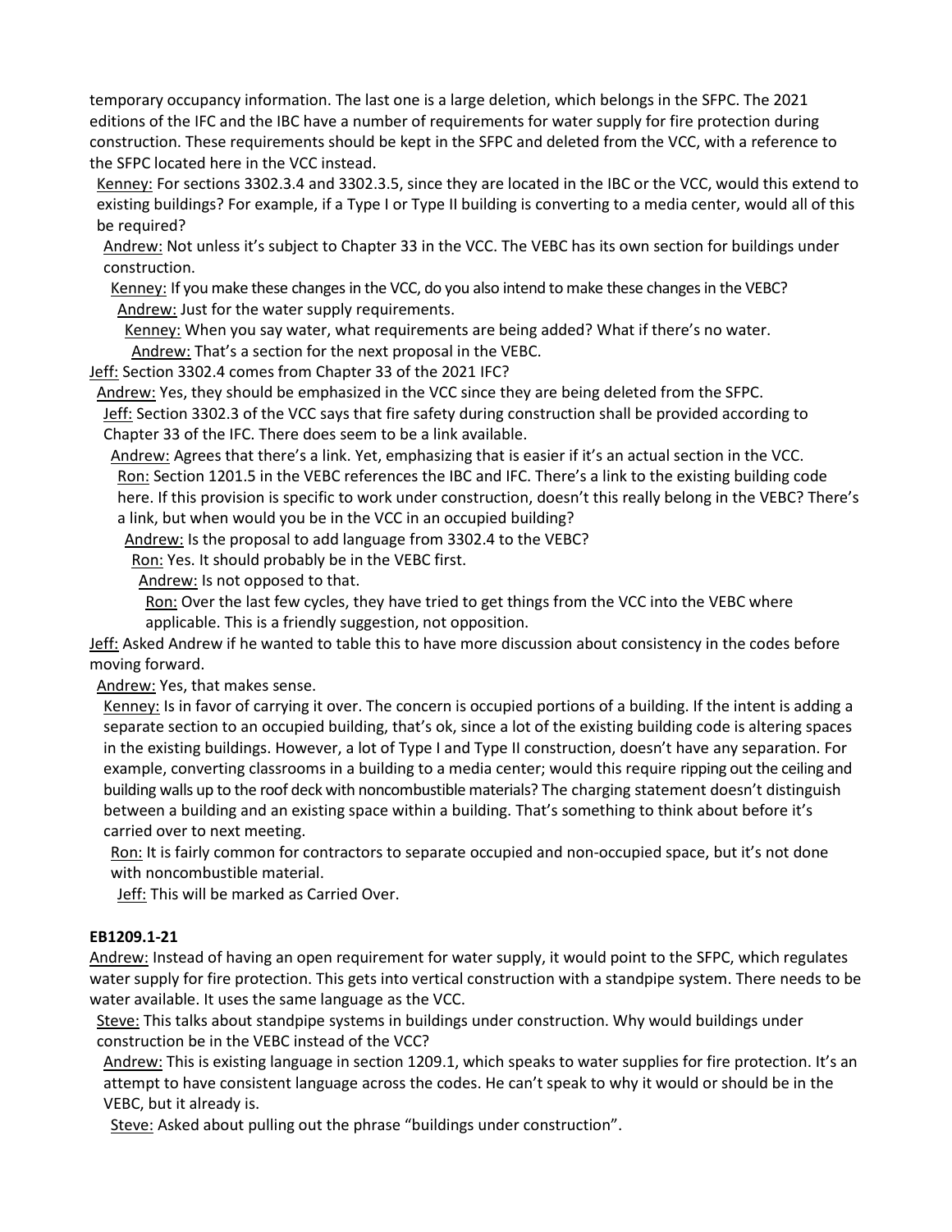temporary occupancy information. The last one is a large deletion, which belongs in the SFPC. The 2021 editions of the IFC and the IBC have a number of requirements for water supply for fire protection during construction. These requirements should be kept in the SFPC and deleted from the VCC, with a reference to the SFPC located here in the VCC instead.

Kenney: For sections 3302.3.4 and 3302.3.5, since they are located in the IBC or the VCC, would this extend to existing buildings? For example, if a Type I or Type II building is converting to a media center, would all of this be required?

Andrew: Not unless it's subject to Chapter 33 in the VCC. The VEBC has its own section for buildings under construction.

Kenney: If you make these changes in the VCC, do you also intend to make these changes in the VEBC?

Andrew: Just for the water supply requirements.

Kenney: When you say water, what requirements are being added? What if there's no water.

Andrew: That's a section for the next proposal in the VEBC.

Jeff: Section 3302.4 comes from Chapter 33 of the 2021 IFC?

Andrew: Yes, they should be emphasized in the VCC since they are being deleted from the SFPC.

Jeff: Section 3302.3 of the VCC says that fire safety during construction shall be provided according to Chapter 33 of the IFC. There does seem to be a link available.

Andrew: Agrees that there's a link. Yet, emphasizing that is easier if it's an actual section in the VCC.

Ron: Section 1201.5 in the VEBC references the IBC and IFC. There's a link to the existing building code here. If this provision is specific to work under construction, doesn't this really belong in the VEBC? There's a link, but when would you be in the VCC in an occupied building?

Andrew: Is the proposal to add language from 3302.4 to the VEBC?

Ron: Yes. It should probably be in the VEBC first.

Andrew: Is not opposed to that.

Ron: Over the last few cycles, they have tried to get things from the VCC into the VEBC where applicable. This is a friendly suggestion, not opposition.

Jeff: Asked Andrew if he wanted to table this to have more discussion about consistency in the codes before moving forward.

Andrew: Yes, that makes sense.

Kenney: Is in favor of carrying it over. The concern is occupied portions of a building. If the intent is adding a separate section to an occupied building, that's ok, since a lot of the existing building code is altering spaces in the existing buildings. However, a lot of Type I and Type II construction, doesn't have any separation. For example, converting classrooms in a building to a media center; would this require ripping out the ceiling and building walls up to the roof deck with noncombustible materials? The charging statement doesn't distinguish between a building and an existing space within a building. That's something to think about before it's carried over to next meeting.

Ron: It is fairly common for contractors to separate occupied and non-occupied space, but it's not done with noncombustible material.

Jeff: This will be marked as Carried Over.

**EB1209.1-21**

Andrew: Instead of having an open requirement for water supply, it would point to the SFPC, which regulates water supply for fire protection. This gets into vertical construction with a standpipe system. There needs to be water available. It uses the same language as the VCC.

Steve: This talks about standpipe systems in buildings under construction. Why would buildings under construction be in the VEBC instead of the VCC?

Andrew: This is existing language in section 1209.1, which speaks to water supplies for fire protection. It's an attempt to have consistent language across the codes. He can't speak to why it would or should be in the VEBC, but it already is.

Steve: Asked about pulling out the phrase "buildings under construction".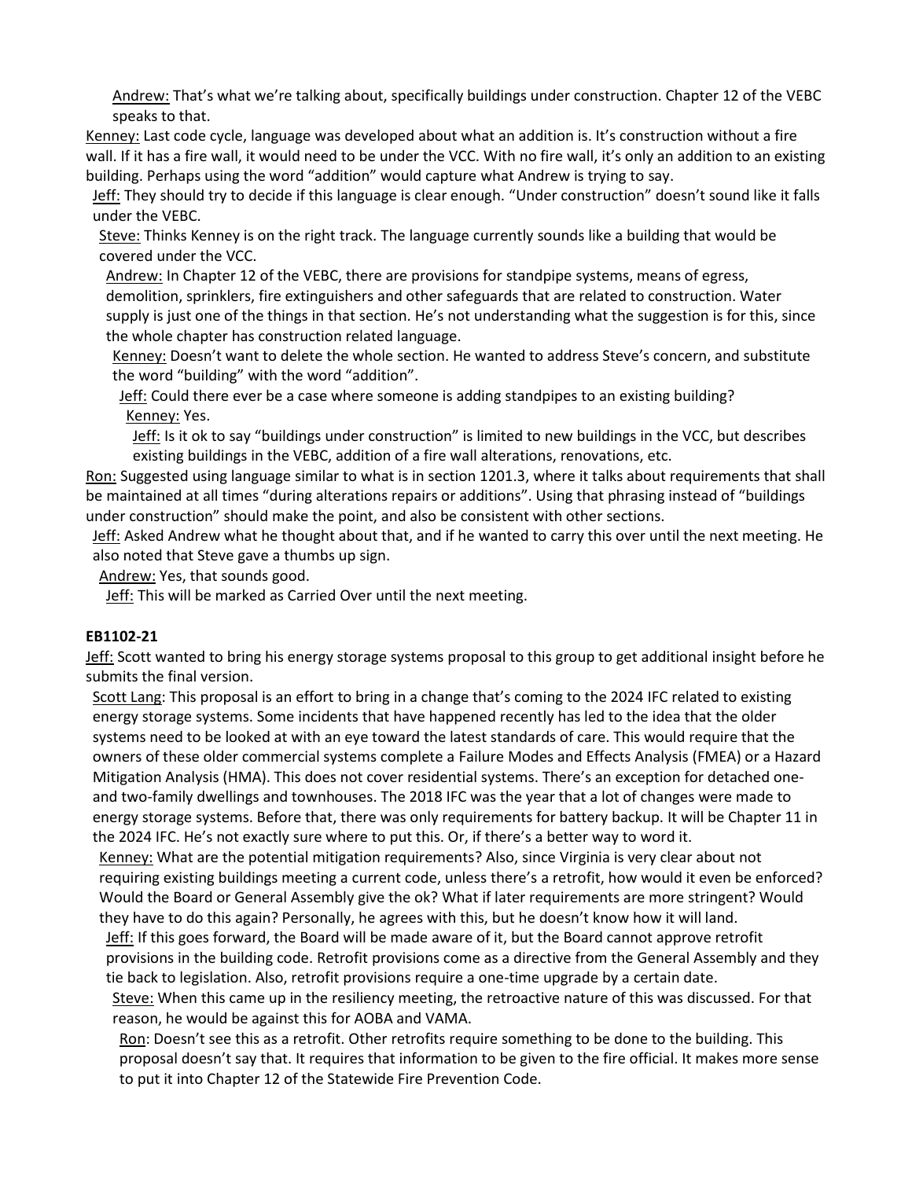Andrew: That's what we're talking about, specifically buildings under construction. Chapter 12 of the VEBC speaks to that.

Kenney: Last code cycle, language was developed about what an addition is. It's construction without a fire wall. If it has a fire wall, it would need to be under the VCC. With no fire wall, it's only an addition to an existing building. Perhaps using the word "addition" would capture what Andrew is trying to say.

Jeff: They should try to decide if this language is clear enough. "Under construction" doesn't sound like it falls under the VEBC.

Steve: Thinks Kenney is on the right track. The language currently sounds like a building that would be covered under the VCC.

Andrew: In Chapter 12 of the VEBC, there are provisions for standpipe systems, means of egress, demolition, sprinklers, fire extinguishers and other safeguards that are related to construction. Water supply is just one of the things in that section. He's not understanding what the suggestion is for this, since the whole chapter has construction related language.

Kenney: Doesn't want to delete the whole section. He wanted to address Steve's concern, and substitute the word "building" with the word "addition".

Jeff: Could there ever be a case where someone is adding standpipes to an existing building?

Kenney: Yes.

Jeff: Is it ok to say "buildings under construction" is limited to new buildings in the VCC, but describes existing buildings in the VEBC, addition of a fire wall alterations, renovations, etc.

Ron: Suggested using language similar to what is in section 1201.3, where it talks about requirements that shall be maintained at all times "during alterations repairs or additions". Using that phrasing instead of "buildings under construction" should make the point, and also be consistent with other sections.

Jeff: Asked Andrew what he thought about that, and if he wanted to carry this over until the next meeting. He also noted that Steve gave a thumbs up sign.

Andrew: Yes, that sounds good.

Jeff: This will be marked as Carried Over until the next meeting.

**EB1102-21**

Jeff: Scott wanted to bring his energy storage systems proposal to this group to get additional insight before he submits the final version.

Scott Lang: This proposal is an effort to bring in a change that's coming to the 2024 IFC related to existing energy storage systems. Some incidents that have happened recently has led to the idea that the older systems need to be looked at with an eye toward the latest standards of care. This would require that the owners of these older commercial systems complete a Failure Modes and Effects Analysis (FMEA) or a Hazard Mitigation Analysis (HMA). This does not cover residential systems. There's an exception for detached one- and two-family dwellings and townhouses. The 2018 IFC was the year that a lot of changes were made to energy storage systems. Before that, there was only requirements for battery backup. It will be Chapter 11 in the 2024 IFC. He's not exactly sure where to put this. Or, if there's a better way to word it.

Kenney: What are the potential mitigation requirements? Also, since Virginia is very clear about not requiring existing buildings meeting a current code, unless there's a retrofit, how would it even be enforced? Would the Board or General Assembly give the ok? What if later requirements are more stringent? Would they have to do this again? Personally, he agrees with this, but he doesn't know how it will land.

Jeff: If this goes forward, the Board will be made aware of it, but the Board cannot approve retrofit provisions in the building code. Retrofit provisions come as a directive from the General Assembly and they tie back to legislation. Also, retrofit provisions require a one-time upgrade by a certain date.

Steve: When this came up in the resiliency meeting, the retroactive nature of this was discussed. For that reason, he would be against this for AOBA and VAMA.

Ron: Doesn't see this as a retrofit. Other retrofits require something to be done to the building. This proposal doesn't say that. It requires that information to be given to the fire official. It makes more sense to put it into Chapter 12 of the Statewide Fire Prevention Code.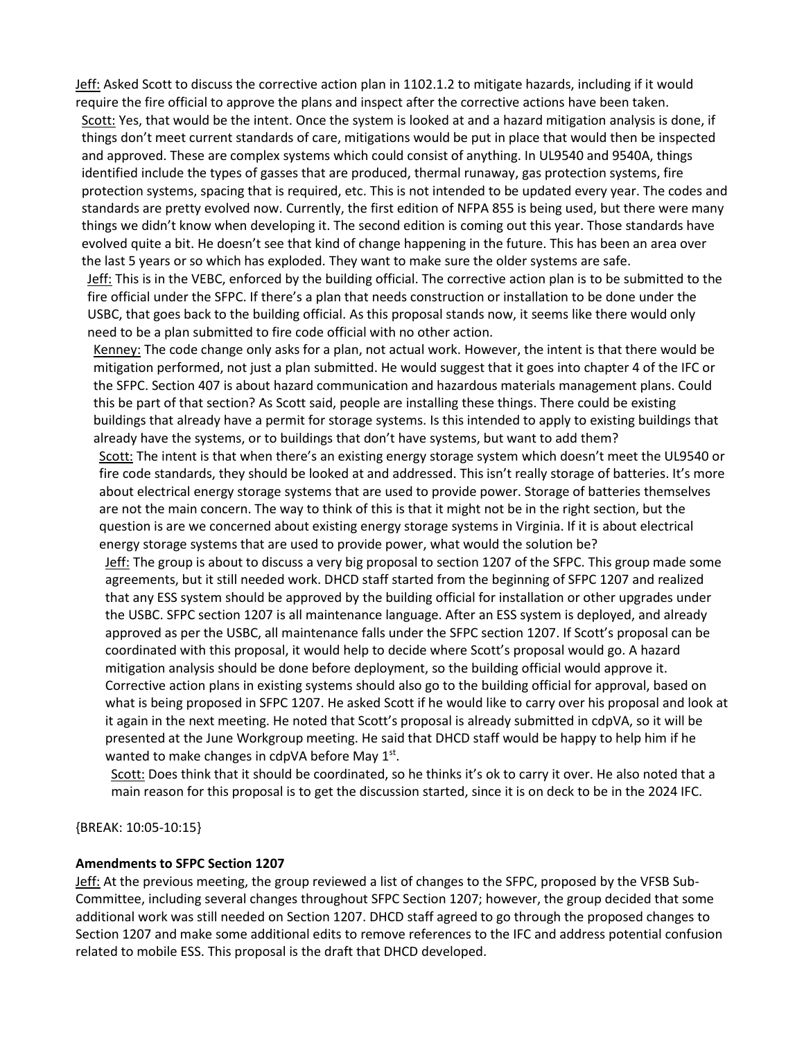Jeff: Asked Scott to discuss the corrective action plan in 1102.1.2 to mitigate hazards, including if it would require the fire official to approve the plans and inspect after the corrective actions have been taken.

Scott: Yes, that would be the intent. Once the system is looked at and a hazard mitigation analysis is done, if things don't meet current standards of care, mitigations would be put in place that would then be inspected and approved. These are complex systems which could consist of anything. In UL9540 and 9540A, things identified include the types of gasses that are produced, thermal runaway, gas protection systems, fire protection systems, spacing that is required, etc. This is not intended to be updated every year. The codes and standards are pretty evolved now. Currently, the first edition of NFPA 855 is being used, but there were many things we didn't know when developing it. The second edition is coming out this year. Those standards have evolved quite a bit. He doesn't see that kind of change happening in the future. This has been an area over the last 5 years or so which has exploded. They want to make sure the older systems are safe.

Jeff: This is in the VEBC, enforced by the building official. The corrective action plan is to be submitted to the fire official under the SFPC. If there's a plan that needs construction or installation to be done under the USBC, that goes back to the building official. As this proposal stands now, it seems like there would only need to be a plan submitted to fire code official with no other action.

Kenney: The code change only asks for a plan, not actual work. However, the intent is that there would be mitigation performed, not just a plan submitted. He would suggest that it goes into chapter 4 of the IFC or the SFPC. Section 407 is about hazard communication and hazardous materials management plans. Could this be part of that section? As Scott said, people are installing these things. There could be existing buildings that already have a permit for storage systems. Is this intended to apply to existing buildings that already have the systems, or to buildings that don't have systems, but want to add them?

Scott: The intent is that when there's an existing energy storage system which doesn't meet the UL9540 or fire code standards, they should be looked at and addressed. This isn't really storage of batteries. It's more about electrical energy storage systems that are used to provide power. Storage of batteries themselves are not the main concern. The way to think of this is that it might not be in the right section, but the question is are we concerned about existing energy storage systems in Virginia. If it is about electrical energy storage systems that are used to provide power, what would the solution be?

Jeff: The group is about to discuss a very big proposal to section 1207 of the SFPC. This group made some agreements, but it still needed work. DHCD staff started from the beginning of SFPC 1207 and realized that any ESS system should be approved by the building official for installation or other upgrades under the USBC. SFPC section 1207 is all maintenance language. After an ESS system is deployed, and already approved as per the USBC, all maintenance falls under the SFPC section 1207. If Scott's proposal can be coordinated with this proposal, it would help to decide where Scott's proposal would go. A hazard mitigation analysis should be done before deployment, so the building official would approve it. Corrective action plans in existing systems should also go to the building official for approval, based on what is being proposed in SFPC 1207. He asked Scott if he would like to carry over his proposal and look at it again in the next meeting. He noted that Scott's proposal is already submitted in cdpVA, so it will be presented at the June Workgroup meeting. He said that DHCD staff would be happy to help him if he wanted to make changes in cdpVA before May 1st.

Scott: Does think that it should be coordinated, so he thinks it's ok to carry it over. He also noted that a main reason for this proposal is to get the discussion started, since it is on deck to be in the 2024 IFC.

{BREAK: 10:05-10:15}

**Amendments to SFPC Section 1207**

Jeff: At the previous meeting, the group reviewed a list of changes to the SFPC, proposed by the VFSB Sub-Committee, including several changes throughout SFPC Section 1207; however, the group decided that some additional work was still needed on Section 1207. DHCD staff agreed to go through the proposed changes to Section 1207 and make some additional edits to remove references to the IFC and address potential confusion related to mobile ESS. This proposal is the draft that DHCD developed.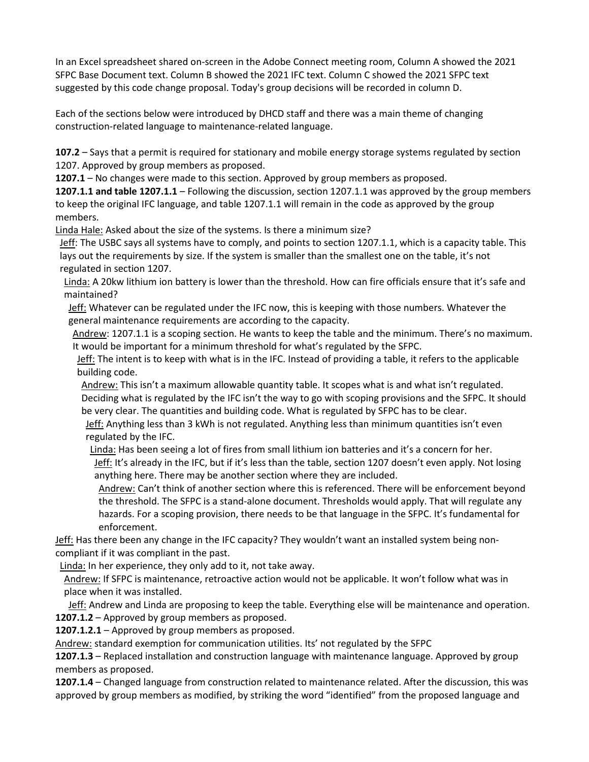In an Excel spreadsheet shared on-screen in the Adobe Connect meeting room, Column A showed the 2021 SFPC Base Document text. Column B showed the 2021 IFC text. Column C showed the 2021 SFPC text suggested by this code change proposal. Today's group decisions will be recorded in column D.

Each of the sections below were introduced by DHCD staff and there was a main theme of changing construction-related language to maintenance-related language.

**107.2** – Says that a permit is required for stationary and mobile energy storage systems regulated by section 1207. Approved by group members as proposed.

**1207.1** – No changes were made to this section. Approved by group members as proposed.

**1207.1.1 and table 1207.1.1** – Following the discussion, section 1207.1.1 was approved by the group members to keep the original IFC language, and table 1207.1.1 will remain in the code as approved by the group members.

<u>Linda Hale:</u> Asked about the size of the systems. Is there a minimum size?

<u>Jeff</u>: The USBC says all systems have to comply, and points to section 1207.1.1, which is a capacity table. This lays out the requirements by size. If the system is smaller than the smallest one on the table, it's not regulated in section 1207.

<u>Linda:</u> A 20kw lithium ion battery is lower than the threshold. How can fire officials ensure that it's safe and maintained?

<u>Jeff:</u> Whatever can be regulated under the IFC now, this is keeping with those numbers. Whatever the general maintenance requirements are according to the capacity.

<u>Andrew</u>: 1207.1.1 is a scoping section. He wants to keep the table and the minimum. There's no maximum. It would be important for a minimum threshold for what's regulated by the SFPC.

<u>Jeff:</u> The intent is to keep with what is in the IFC. Instead of providing a table, it refers to the applicable building code.

<u>Andrew:</u> This isn't a maximum allowable quantity table. It scopes what is and what isn't regulated. Deciding what is regulated by the IFC isn't the way to go with scoping provisions and the SFPC. It should be very clear. The quantities and building code. What is regulated by SFPC has to be clear.

<u>Jeff:</u> Anything less than 3 kWh is not regulated. Anything less than minimum quantities isn't even regulated by the IFC.

<u>Linda:</u> Has been seeing a lot of fires from small lithium ion batteries and it's a concern for her.

<u>Jeff:</u> It's already in the IFC, but if it's less than the table, section 1207 doesn't even apply. Not losing anything here. There may be another section where they are included.

<u>Andrew:</u> Can't think of another section where this is referenced. There will be enforcement beyond the threshold. The SFPC is a stand-alone document. Thresholds would apply. That will regulate any hazards. For a scoping provision, there needs to be that language in the SFPC. It's fundamental for enforcement.

<u>Jeff:</u> Has there been any change in the IFC capacity? They wouldn't want an installed system being non-compliant if it was compliant in the past.

<u>Linda:</u> In her experience, they only add to it, not take away.

<u>Andrew:</u> If SFPC is maintenance, retroactive action would not be applicable. It won't follow what was in place when it was installed.

<u>Jeff:</u> Andrew and Linda are proposing to keep the table. Everything else will be maintenance and operation.

**1207.1.2** – Approved by group members as proposed.

**1207.1.2.1** – Approved by group members as proposed.

<u>Andrew:</u> standard exemption for communication utilities. Its' not regulated by the SFPC

**1207.1.3** – Replaced installation and construction language with maintenance language. Approved by group members as proposed.

**1207.1.4** – Changed language from construction related to maintenance related. After the discussion, this was approved by group members as modified, by striking the word "identified" from the proposed language and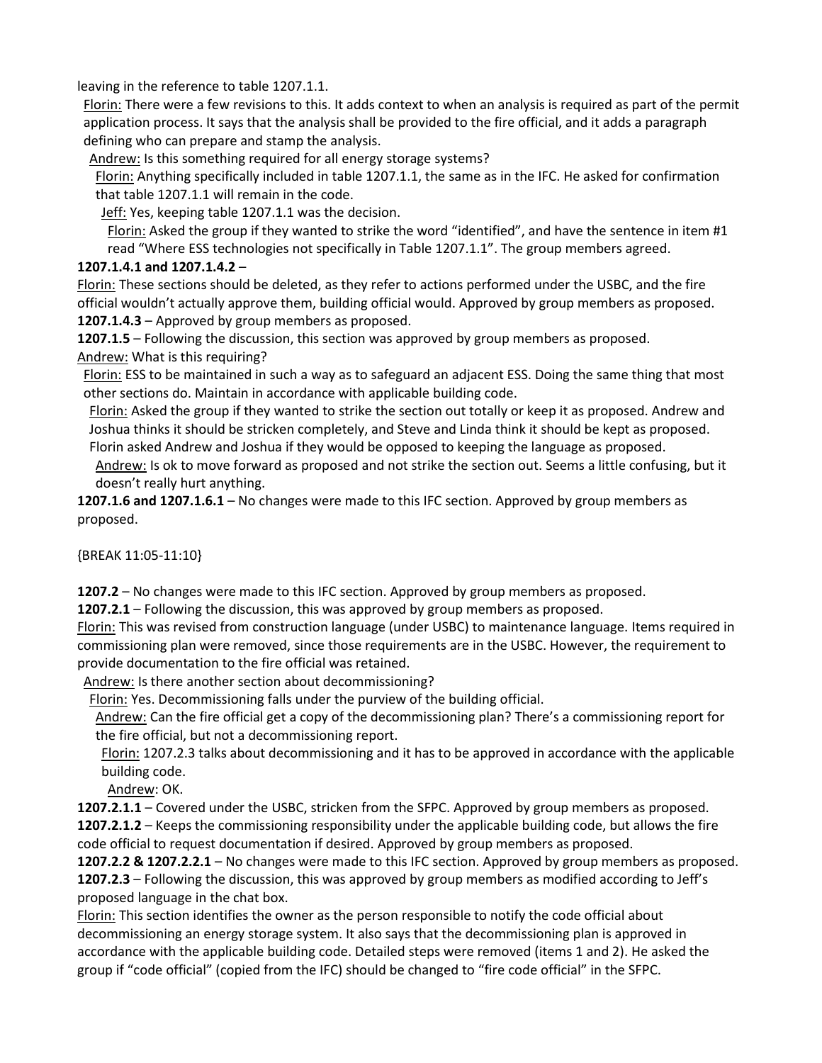leaving in the reference to table 1207.1.1.

Florin: There were a few revisions to this. It adds context to when an analysis is required as part of the permit application process. It says that the analysis shall be provided to the fire official, and it adds a paragraph defining who can prepare and stamp the analysis.

Andrew: Is this something required for all energy storage systems?

Florin: Anything specifically included in table 1207.1.1, the same as in the IFC. He asked for confirmation that table 1207.1.1 will remain in the code.

Jeff: Yes, keeping table 1207.1.1 was the decision.

Florin: Asked the group if they wanted to strike the word "identified", and have the sentence in item #1 read "Where ESS technologies not specifically in Table 1207.1.1". The group members agreed.

**1207.1.4.1 and 1207.1.4.2** –

Florin: These sections should be deleted, as they refer to actions performed under the USBC, and the fire official wouldn't actually approve them, building official would. Approved by group members as proposed.

**1207.1.4.3** – Approved by group members as proposed.

**1207.1.5** – Following the discussion, this section was approved by group members as proposed.

Andrew: What is this requiring?

Florin: ESS to be maintained in such a way as to safeguard an adjacent ESS. Doing the same thing that most other sections do. Maintain in accordance with applicable building code.

Florin: Asked the group if they wanted to strike the section out totally or keep it as proposed. Andrew and Joshua thinks it should be stricken completely, and Steve and Linda think it should be kept as proposed. Florin asked Andrew and Joshua if they would be opposed to keeping the language as proposed.

Andrew: Is ok to move forward as proposed and not strike the section out. Seems a little confusing, but it doesn't really hurt anything.

**1207.1.6 and 1207.1.6.1** – No changes were made to this IFC section. Approved by group members as proposed.

{BREAK 11:05-11:10}

**1207.2** – No changes were made to this IFC section. Approved by group members as proposed.

**1207.2.1** – Following the discussion, this was approved by group members as proposed.

Florin: This was revised from construction language (under USBC) to maintenance language. Items required in commissioning plan were removed, since those requirements are in the USBC. However, the requirement to provide documentation to the fire official was retained.

Andrew: Is there another section about decommissioning?

Florin: Yes. Decommissioning falls under the purview of the building official.

Andrew: Can the fire official get a copy of the decommissioning plan? There's a commissioning report for the fire official, but not a decommissioning report.

Florin: 1207.2.3 talks about decommissioning and it has to be approved in accordance with the applicable building code.

Andrew: OK.

**1207.2.1.1** – Covered under the USBC, stricken from the SFPC. Approved by group members as proposed.

**1207.2.1.2** – Keeps the commissioning responsibility under the applicable building code, but allows the fire code official to request documentation if desired. Approved by group members as proposed.

**1207.2.2 & 1207.2.2.1** – No changes were made to this IFC section. Approved by group members as proposed.

**1207.2.3** – Following the discussion, this was approved by group members as modified according to Jeff's proposed language in the chat box.

Florin: This section identifies the owner as the person responsible to notify the code official about decommissioning an energy storage system. It also says that the decommissioning plan is approved in accordance with the applicable building code. Detailed steps were removed (items 1 and 2). He asked the group if "code official" (copied from the IFC) should be changed to "fire code official" in the SFPC.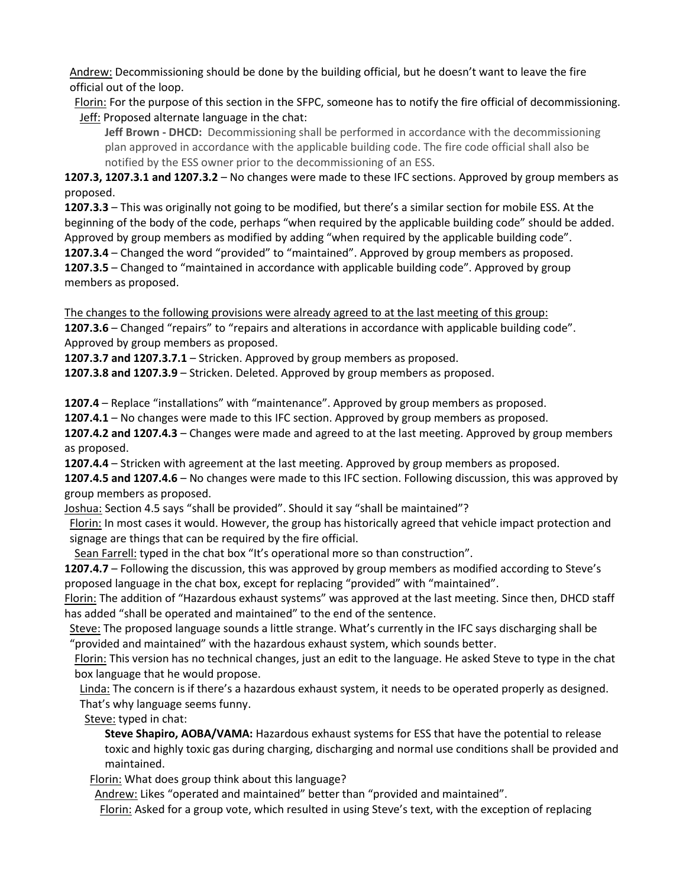Andrew: Decommissioning should be done by the building official, but he doesn't want to leave the fire official out of the loop.

Florin: For the purpose of this section in the SFPC, someone has to notify the fire official of decommissioning.

Jeff: Proposed alternate language in the chat:

> **Jeff Brown - DHCD:** Decommissioning shall be performed in accordance with the decommissioning plan approved in accordance with the applicable building code. The fire code official shall also be notified by the ESS owner prior to the decommissioning of an ESS.

**1207.3, 1207.3.1 and 1207.3.2** – No changes were made to these IFC sections. Approved by group members as proposed.

**1207.3.3** – This was originally not going to be modified, but there's a similar section for mobile ESS. At the beginning of the body of the code, perhaps "when required by the applicable building code" should be added. Approved by group members as modified by adding "when required by the applicable building code".

**1207.3.4** – Changed the word "provided" to "maintained". Approved by group members as proposed.

**1207.3.5** – Changed to "maintained in accordance with applicable building code". Approved by group members as proposed.

The changes to the following provisions were already agreed to at the last meeting of this group:

**1207.3.6** – Changed "repairs" to "repairs and alterations in accordance with applicable building code". Approved by group members as proposed.

**1207.3.7 and 1207.3.7.1** – Stricken. Approved by group members as proposed.

**1207.3.8 and 1207.3.9** – Stricken. Deleted. Approved by group members as proposed.

**1207.4** – Replace "installations" with "maintenance". Approved by group members as proposed.

**1207.4.1** – No changes were made to this IFC section. Approved by group members as proposed.

**1207.4.2 and 1207.4.3** – Changes were made and agreed to at the last meeting. Approved by group members as proposed.

**1207.4.4** – Stricken with agreement at the last meeting. Approved by group members as proposed.

**1207.4.5 and 1207.4.6** – No changes were made to this IFC section. Following discussion, this was approved by group members as proposed.

Joshua: Section 4.5 says "shall be provided". Should it say "shall be maintained"?

Florin: In most cases it would. However, the group has historically agreed that vehicle impact protection and signage are things that can be required by the fire official.

Sean Farrell: typed in the chat box "It's operational more so than construction".

**1207.4.7** – Following the discussion, this was approved by group members as modified according to Steve's proposed language in the chat box, except for replacing "provided" with "maintained".

Florin: The addition of "Hazardous exhaust systems" was approved at the last meeting. Since then, DHCD staff has added "shall be operated and maintained" to the end of the sentence.

Steve: The proposed language sounds a little strange. What's currently in the IFC says discharging shall be "provided and maintained" with the hazardous exhaust system, which sounds better.

Florin: This version has no technical changes, just an edit to the language. He asked Steve to type in the chat box language that he would propose.

Linda: The concern is if there's a hazardous exhaust system, it needs to be operated properly as designed. That's why language seems funny.

Steve: typed in chat:

> **Steve Shapiro, AOBA/VAMA:** Hazardous exhaust systems for ESS that have the potential to release toxic and highly toxic gas during charging, discharging and normal use conditions shall be provided and maintained.

Florin: What does group think about this language?

Andrew: Likes "operated and maintained" better than "provided and maintained".

Florin: Asked for a group vote, which resulted in using Steve's text, with the exception of replacing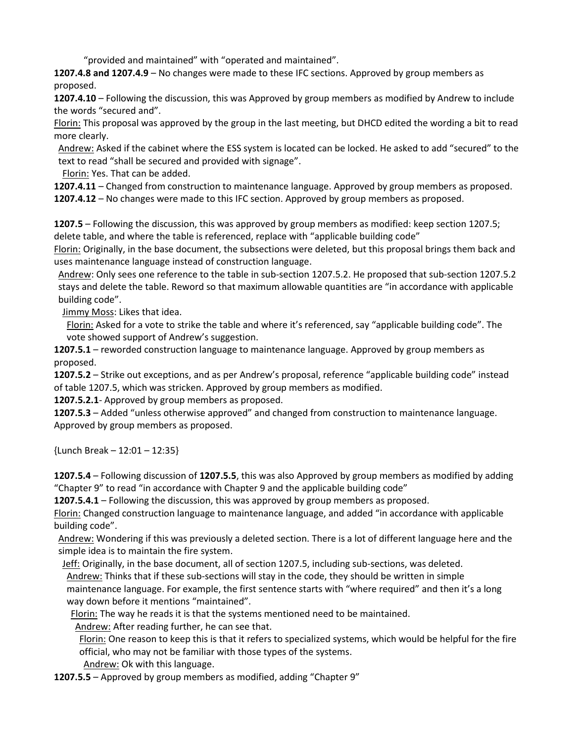"provided and maintained" with "operated and maintained".

**1207.4.8 and 1207.4.9** – No changes were made to these IFC sections. Approved by group members as proposed.

**1207.4.10** – Following the discussion, this was Approved by group members as modified by Andrew to include the words "secured and".

Florin: This proposal was approved by the group in the last meeting, but DHCD edited the wording a bit to read more clearly.

Andrew: Asked if the cabinet where the ESS system is located can be locked. He asked to add "secured" to the text to read "shall be secured and provided with signage".

Florin: Yes. That can be added.

**1207.4.11** – Changed from construction to maintenance language. Approved by group members as proposed.

**1207.4.12** – No changes were made to this IFC section. Approved by group members as proposed.

**1207.5** – Following the discussion, this was approved by group members as modified: keep section 1207.5; delete table, and where the table is referenced, replace with "applicable building code"

Florin: Originally, in the base document, the subsections were deleted, but this proposal brings them back and uses maintenance language instead of construction language.

Andrew: Only sees one reference to the table in sub-section 1207.5.2. He proposed that sub-section 1207.5.2 stays and delete the table. Reword so that maximum allowable quantities are "in accordance with applicable building code".

Jimmy Moss: Likes that idea.

Florin: Asked for a vote to strike the table and where it's referenced, say "applicable building code". The vote showed support of Andrew's suggestion.

**1207.5.1** – reworded construction language to maintenance language. Approved by group members as proposed.

**1207.5.2** – Strike out exceptions, and as per Andrew's proposal, reference "applicable building code" instead of table 1207.5, which was stricken. Approved by group members as modified.

**1207.5.2.1**- Approved by group members as proposed.

**1207.5.3** – Added "unless otherwise approved" and changed from construction to maintenance language. Approved by group members as proposed.

{Lunch Break – 12:01 – 12:35}

**1207.5.4** – Following discussion of **1207.5.5**, this was also Approved by group members as modified by adding "Chapter 9" to read "in accordance with Chapter 9 and the applicable building code"

**1207.5.4.1** – Following the discussion, this was approved by group members as proposed.

Florin: Changed construction language to maintenance language, and added "in accordance with applicable building code".

Andrew: Wondering if this was previously a deleted section. There is a lot of different language here and the simple idea is to maintain the fire system.

Jeff: Originally, in the base document, all of section 1207.5, including sub-sections, was deleted.

Andrew: Thinks that if these sub-sections will stay in the code, they should be written in simple maintenance language. For example, the first sentence starts with "where required" and then it's a long way down before it mentions "maintained".

Florin: The way he reads it is that the systems mentioned need to be maintained.

Andrew: After reading further, he can see that.

Florin: One reason to keep this is that it refers to specialized systems, which would be helpful for the fire official, who may not be familiar with those types of the systems.

Andrew: Ok with this language.

**1207.5.5** – Approved by group members as modified, adding "Chapter 9"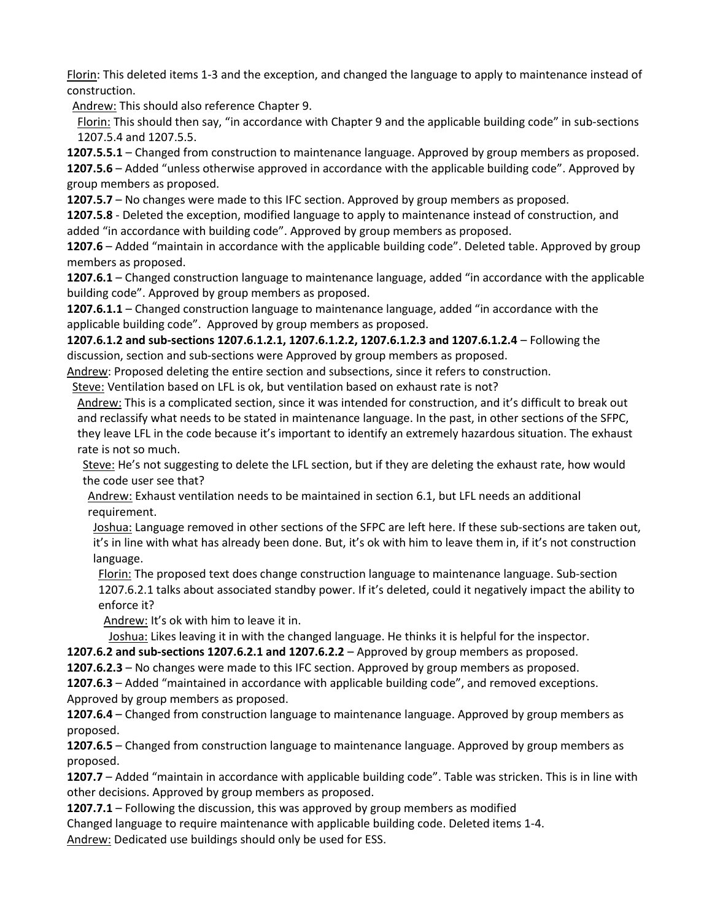Florin: This deleted items 1-3 and the exception, and changed the language to apply to maintenance instead of construction.

Andrew: This should also reference Chapter 9.

Florin: This should then say, "in accordance with Chapter 9 and the applicable building code" in sub-sections 1207.5.4 and 1207.5.5.

**1207.5.5.1** – Changed from construction to maintenance language. Approved by group members as proposed.

**1207.5.6** – Added "unless otherwise approved in accordance with the applicable building code". Approved by group members as proposed.

**1207.5.7** – No changes were made to this IFC section. Approved by group members as proposed.

**1207.5.8** - Deleted the exception, modified language to apply to maintenance instead of construction, and added "in accordance with building code". Approved by group members as proposed.

**1207.6** – Added "maintain in accordance with the applicable building code". Deleted table. Approved by group members as proposed.

**1207.6.1** – Changed construction language to maintenance language, added "in accordance with the applicable building code". Approved by group members as proposed.

**1207.6.1.1** – Changed construction language to maintenance language, added "in accordance with the applicable building code". Approved by group members as proposed.

**1207.6.1.2 and sub-sections 1207.6.1.2.1, 1207.6.1.2.2, 1207.6.1.2.3 and 1207.6.1.2.4** – Following the discussion, section and sub-sections were Approved by group members as proposed.

Andrew: Proposed deleting the entire section and subsections, since it refers to construction.

Steve: Ventilation based on LFL is ok, but ventilation based on exhaust rate is not?

Andrew: This is a complicated section, since it was intended for construction, and it's difficult to break out and reclassify what needs to be stated in maintenance language. In the past, in other sections of the SFPC, they leave LFL in the code because it's important to identify an extremely hazardous situation. The exhaust rate is not so much.

Steve: He's not suggesting to delete the LFL section, but if they are deleting the exhaust rate, how would the code user see that?

Andrew: Exhaust ventilation needs to be maintained in section 6.1, but LFL needs an additional requirement.

Joshua: Language removed in other sections of the SFPC are left here. If these sub-sections are taken out, it's in line with what has already been done. But, it's ok with him to leave them in, if it's not construction language.

Florin: The proposed text does change construction language to maintenance language. Sub-section 1207.6.2.1 talks about associated standby power. If it's deleted, could it negatively impact the ability to enforce it?

Andrew: It's ok with him to leave it in.

Joshua: Likes leaving it in with the changed language. He thinks it is helpful for the inspector.

**1207.6.2 and sub-sections 1207.6.2.1 and 1207.6.2.2** – Approved by group members as proposed.

**1207.6.2.3** – No changes were made to this IFC section. Approved by group members as proposed.

**1207.6.3** – Added "maintained in accordance with applicable building code", and removed exceptions. Approved by group members as proposed.

**1207.6.4** – Changed from construction language to maintenance language. Approved by group members as proposed.

**1207.6.5** – Changed from construction language to maintenance language. Approved by group members as proposed.

**1207.7** – Added "maintain in accordance with applicable building code". Table was stricken. This is in line with other decisions. Approved by group members as proposed.

**1207.7.1** – Following the discussion, this was approved by group members as modified

Changed language to require maintenance with applicable building code. Deleted items 1-4.

Andrew: Dedicated use buildings should only be used for ESS.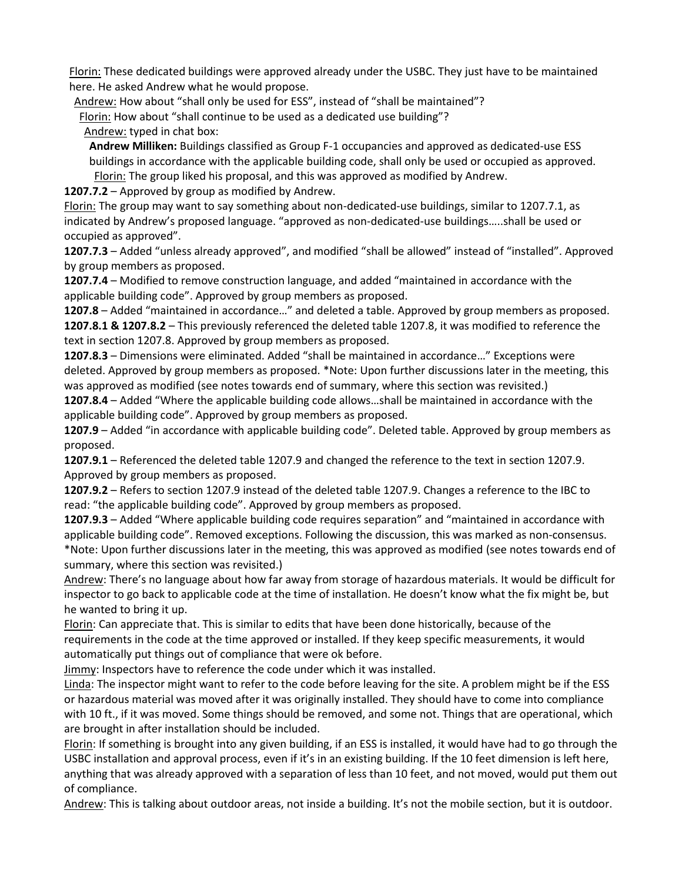Florin: These dedicated buildings were approved already under the USBC. They just have to be maintained here. He asked Andrew what he would propose.

Andrew: How about "shall only be used for ESS", instead of "shall be maintained"?

Florin: How about "shall continue to be used as a dedicated use building"?

Andrew: typed in chat box:

**Andrew Milliken:** Buildings classified as Group F-1 occupancies and approved as dedicated-use ESS buildings in accordance with the applicable building code, shall only be used or occupied as approved.

Florin: The group liked his proposal, and this was approved as modified by Andrew.

**1207.7.2** – Approved by group as modified by Andrew.

Florin: The group may want to say something about non-dedicated-use buildings, similar to 1207.7.1, as indicated by Andrew's proposed language. "approved as non-dedicated-use buildings…..shall be used or occupied as approved".

**1207.7.3** – Added "unless already approved", and modified "shall be allowed" instead of "installed". Approved by group members as proposed.

**1207.7.4** – Modified to remove construction language, and added "maintained in accordance with the applicable building code". Approved by group members as proposed.

**1207.8** – Added "maintained in accordance…" and deleted a table. Approved by group members as proposed.

**1207.8.1 & 1207.8.2** – This previously referenced the deleted table 1207.8, it was modified to reference the text in section 1207.8. Approved by group members as proposed.

**1207.8.3** – Dimensions were eliminated. Added "shall be maintained in accordance…" Exceptions were deleted. Approved by group members as proposed. *Note: Upon further discussions later in the meeting, this was approved as modified (see notes towards end of summary, where this section was revisited.)

**1207.8.4** – Added "Where the applicable building code allows…shall be maintained in accordance with the applicable building code". Approved by group members as proposed.

**1207.9** – Added "in accordance with applicable building code". Deleted table. Approved by group members as proposed.

**1207.9.1** – Referenced the deleted table 1207.9 and changed the reference to the text in section 1207.9. Approved by group members as proposed.

**1207.9.2** – Refers to section 1207.9 instead of the deleted table 1207.9. Changes a reference to the IBC to read: "the applicable building code". Approved by group members as proposed.

**1207.9.3** – Added "Where applicable building code requires separation" and "maintained in accordance with applicable building code". Removed exceptions. Following the discussion, this was marked as non-consensus. *Note: Upon further discussions later in the meeting, this was approved as modified (see notes towards end of summary, where this section was revisited.)

Andrew: There's no language about how far away from storage of hazardous materials. It would be difficult for inspector to go back to applicable code at the time of installation. He doesn't know what the fix might be, but he wanted to bring it up.

Florin: Can appreciate that. This is similar to edits that have been done historically, because of the requirements in the code at the time approved or installed. If they keep specific measurements, it would automatically put things out of compliance that were ok before.

Jimmy: Inspectors have to reference the code under which it was installed.

Linda: The inspector might want to refer to the code before leaving for the site. A problem might be if the ESS or hazardous material was moved after it was originally installed. They should have to come into compliance with 10 ft., if it was moved. Some things should be removed, and some not. Things that are operational, which are brought in after installation should be included.

Florin: If something is brought into any given building, if an ESS is installed, it would have had to go through the USBC installation and approval process, even if it's in an existing building. If the 10 feet dimension is left here, anything that was already approved with a separation of less than 10 feet, and not moved, would put them out of compliance.

Andrew: This is talking about outdoor areas, not inside a building. It's not the mobile section, but it is outdoor.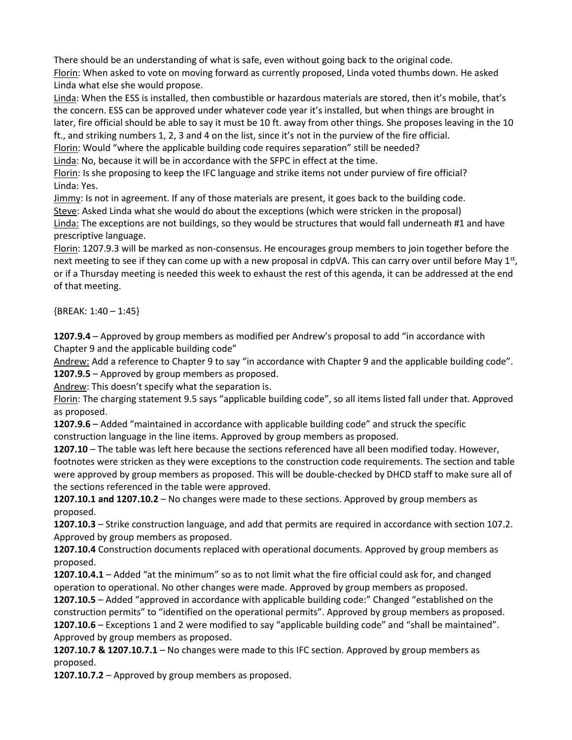There should be an understanding of what is safe, even without going back to the original code.

Florin: When asked to vote on moving forward as currently proposed, Linda voted thumbs down. He asked Linda what else she would propose.

Linda: When the ESS is installed, then combustible or hazardous materials are stored, then it's mobile, that's the concern. ESS can be approved under whatever code year it's installed, but when things are brought in later, fire official should be able to say it must be 10 ft. away from other things. She proposes leaving in the 10 ft., and striking numbers 1, 2, 3 and 4 on the list, since it's not in the purview of the fire official.

Florin: Would "where the applicable building code requires separation" still be needed?

Linda: No, because it will be in accordance with the SFPC in effect at the time.

Florin: Is she proposing to keep the IFC language and strike items not under purview of fire official?

Linda: Yes.

Jimmy: Is not in agreement. If any of those materials are present, it goes back to the building code.

Steve: Asked Linda what she would do about the exceptions (which were stricken in the proposal)

Linda: The exceptions are not buildings, so they would be structures that would fall underneath #1 and have prescriptive language.

Florin: 1207.9.3 will be marked as non-consensus. He encourages group members to join together before the next meeting to see if they can come up with a new proposal in cdpVA. This can carry over until before May 1st, or if a Thursday meeting is needed this week to exhaust the rest of this agenda, it can be addressed at the end of that meeting.

{BREAK: 1:40 – 1:45}

**1207.9.4** – Approved by group members as modified per Andrew's proposal to add "in accordance with Chapter 9 and the applicable building code"

Andrew: Add a reference to Chapter 9 to say "in accordance with Chapter 9 and the applicable building code".

**1207.9.5** – Approved by group members as proposed.

Andrew: This doesn't specify what the separation is.

Florin: The charging statement 9.5 says "applicable building code", so all items listed fall under that. Approved as proposed.

**1207.9.6** – Added "maintained in accordance with applicable building code" and struck the specific construction language in the line items. Approved by group members as proposed.

**1207.10** – The table was left here because the sections referenced have all been modified today. However, footnotes were stricken as they were exceptions to the construction code requirements. The section and table were approved by group members as proposed. This will be double-checked by DHCD staff to make sure all of the sections referenced in the table were approved.

**1207.10.1 and 1207.10.2** – No changes were made to these sections. Approved by group members as proposed.

**1207.10.3** – Strike construction language, and add that permits are required in accordance with section 107.2. Approved by group members as proposed.

**1207.10.4** Construction documents replaced with operational documents. Approved by group members as proposed.

**1207.10.4.1** – Added "at the minimum" so as to not limit what the fire official could ask for, and changed operation to operational. No other changes were made. Approved by group members as proposed.

**1207.10.5** – Added "approved in accordance with applicable building code:" Changed "established on the construction permits" to "identified on the operational permits". Approved by group members as proposed.

**1207.10.6** – Exceptions 1 and 2 were modified to say "applicable building code" and "shall be maintained". Approved by group members as proposed.

**1207.10.7 & 1207.10.7.1** – No changes were made to this IFC section. Approved by group members as proposed.

**1207.10.7.2** – Approved by group members as proposed.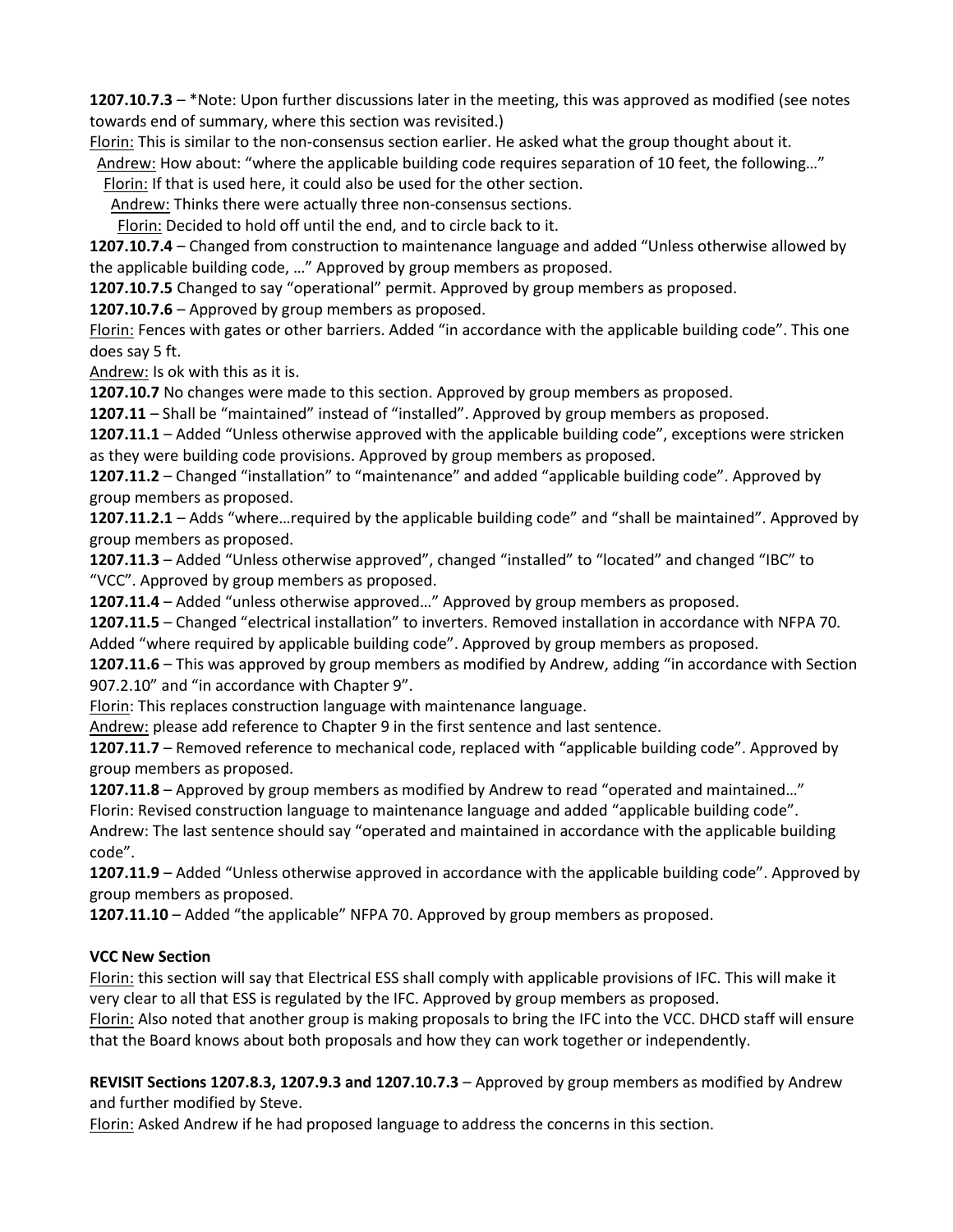**1207.10.7.3** – *Note: Upon further discussions later in the meeting, this was approved as modified (see notes towards end of summary, where this section was revisited.)

Florin: This is similar to the non-consensus section earlier. He asked what the group thought about it.

Andrew: How about: "where the applicable building code requires separation of 10 feet, the following…"

Florin: If that is used here, it could also be used for the other section.

Andrew: Thinks there were actually three non-consensus sections.

Florin: Decided to hold off until the end, and to circle back to it.

**1207.10.7.4** – Changed from construction to maintenance language and added "Unless otherwise allowed by the applicable building code, …" Approved by group members as proposed.

**1207.10.7.5** Changed to say "operational" permit. Approved by group members as proposed.

**1207.10.7.6** – Approved by group members as proposed.

Florin: Fences with gates or other barriers. Added "in accordance with the applicable building code". This one does say 5 ft.

Andrew: Is ok with this as it is.

**1207.10.7** No changes were made to this section. Approved by group members as proposed.

**1207.11** – Shall be "maintained" instead of "installed". Approved by group members as proposed.

**1207.11.1** – Added "Unless otherwise approved with the applicable building code", exceptions were stricken as they were building code provisions. Approved by group members as proposed.

**1207.11.2** – Changed "installation" to "maintenance" and added "applicable building code". Approved by group members as proposed.

**1207.11.2.1** – Adds "where…required by the applicable building code" and "shall be maintained". Approved by group members as proposed.

**1207.11.3** – Added "Unless otherwise approved", changed "installed" to "located" and changed "IBC" to "VCC". Approved by group members as proposed.

**1207.11.4** – Added "unless otherwise approved…" Approved by group members as proposed.

**1207.11.5** – Changed "electrical installation" to inverters. Removed installation in accordance with NFPA 70. Added "where required by applicable building code". Approved by group members as proposed.

**1207.11.6** – This was approved by group members as modified by Andrew, adding "in accordance with Section 907.2.10" and "in accordance with Chapter 9".

Florin: This replaces construction language with maintenance language.

Andrew: please add reference to Chapter 9 in the first sentence and last sentence.

**1207.11.7** – Removed reference to mechanical code, replaced with "applicable building code". Approved by group members as proposed.

**1207.11.8** – Approved by group members as modified by Andrew to read "operated and maintained…"

Florin: Revised construction language to maintenance language and added "applicable building code".

Andrew: The last sentence should say "operated and maintained in accordance with the applicable building code".

**1207.11.9** – Added "Unless otherwise approved in accordance with the applicable building code". Approved by group members as proposed.

**1207.11.10** – Added "the applicable" NFPA 70. Approved by group members as proposed.

**VCC New Section**

Florin: this section will say that Electrical ESS shall comply with applicable provisions of IFC. This will make it very clear to all that ESS is regulated by the IFC. Approved by group members as proposed.

Florin: Also noted that another group is making proposals to bring the IFC into the VCC. DHCD staff will ensure that the Board knows about both proposals and how they can work together or independently.

**REVISIT Sections 1207.8.3, 1207.9.3 and 1207.10.7.3** – Approved by group members as modified by Andrew and further modified by Steve.

Florin: Asked Andrew if he had proposed language to address the concerns in this section.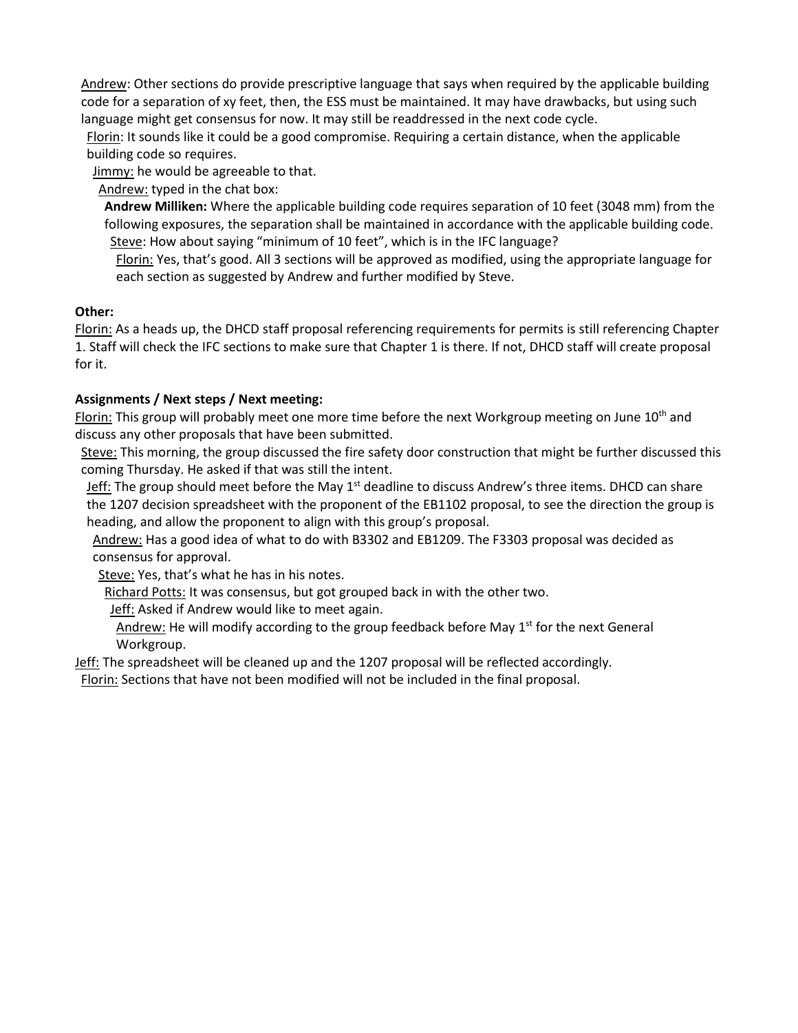Andrew: Other sections do provide prescriptive language that says when required by the applicable building code for a separation of xy feet, then, the ESS must be maintained. It may have drawbacks, but using such language might get consensus for now. It may still be readdressed in the next code cycle.

Florin: It sounds like it could be a good compromise. Requiring a certain distance, when the applicable building code so requires.

Jimmy: he would be agreeable to that.

Andrew: typed in the chat box:

**Andrew Milliken:** Where the applicable building code requires separation of 10 feet (3048 mm) from the following exposures, the separation shall be maintained in accordance with the applicable building code.

Steve: How about saying "minimum of 10 feet", which is in the IFC language?

Florin: Yes, that's good. All 3 sections will be approved as modified, using the appropriate language for each section as suggested by Andrew and further modified by Steve.

**Other:**

Florin: As a heads up, the DHCD staff proposal referencing requirements for permits is still referencing Chapter 1. Staff will check the IFC sections to make sure that Chapter 1 is there. If not, DHCD staff will create proposal for it.

**Assignments / Next steps / Next meeting:**

Florin: This group will probably meet one more time before the next Workgroup meeting on June 10th and discuss any other proposals that have been submitted.

Steve: This morning, the group discussed the fire safety door construction that might be further discussed this coming Thursday. He asked if that was still the intent.

Jeff: The group should meet before the May 1st deadline to discuss Andrew's three items. DHCD can share the 1207 decision spreadsheet with the proponent of the EB1102 proposal, to see the direction the group is heading, and allow the proponent to align with this group's proposal.

Andrew: Has a good idea of what to do with B3302 and EB1209. The F3303 proposal was decided as consensus for approval.

Steve: Yes, that's what he has in his notes.

Richard Potts: It was consensus, but got grouped back in with the other two.

Jeff: Asked if Andrew would like to meet again.

Andrew: He will modify according to the group feedback before May 1st for the next General Workgroup.

Jeff: The spreadsheet will be cleaned up and the 1207 proposal will be reflected accordingly.

Florin: Sections that have not been modified will not be included in the final proposal.